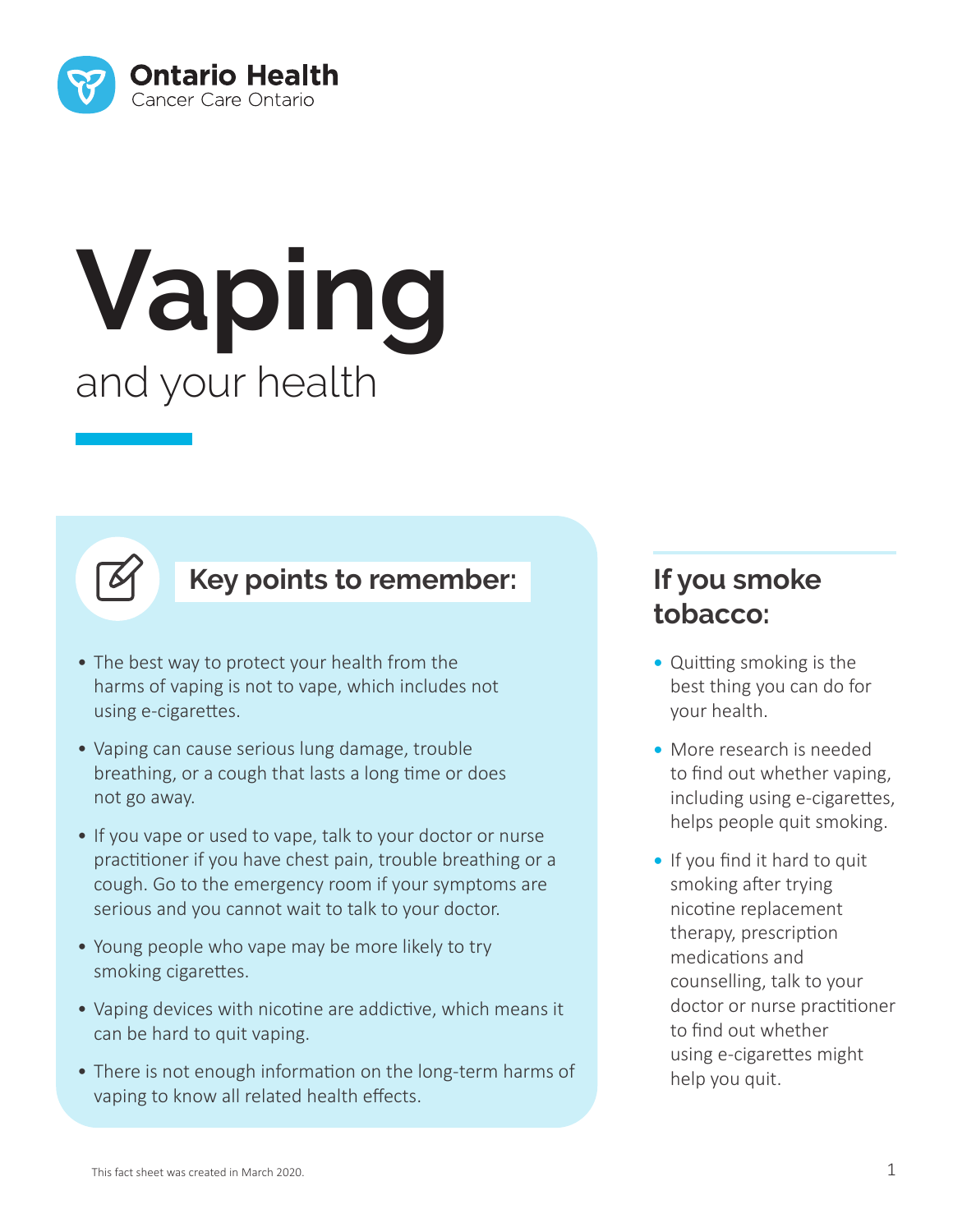Ontario Health
Cancer Care Ontario

# Vaping

## and your health

### Key points to remember:

- The best way to protect your health from the harms of vaping is not to vape, which includes not using e-cigarettes.
- Vaping can cause serious lung damage, trouble breathing, or a cough that lasts a long time or does not go away.
- If you vape or used to vape, talk to your doctor or nurse practitioner if you have chest pain, trouble breathing or a cough. Go to the emergency room if your symptoms are serious and you cannot wait to talk to your doctor.
- Young people who vape may be more likely to try smoking cigarettes.
- Vaping devices with nicotine are addictive, which means it can be hard to quit vaping.
- There is not enough information on the long-term harms of vaping to know all related health effects.

### If you smoke tobacco:

- Quitting smoking is the best thing you can do for your health.
- More research is needed to find out whether vaping, including using e-cigarettes, helps people quit smoking.
- If you find it hard to quit smoking after trying nicotine replacement therapy, prescription medications and counselling, talk to your doctor or nurse practitioner to find out whether using e-cigarettes might help you quit.

This fact sheet was created in March 2020.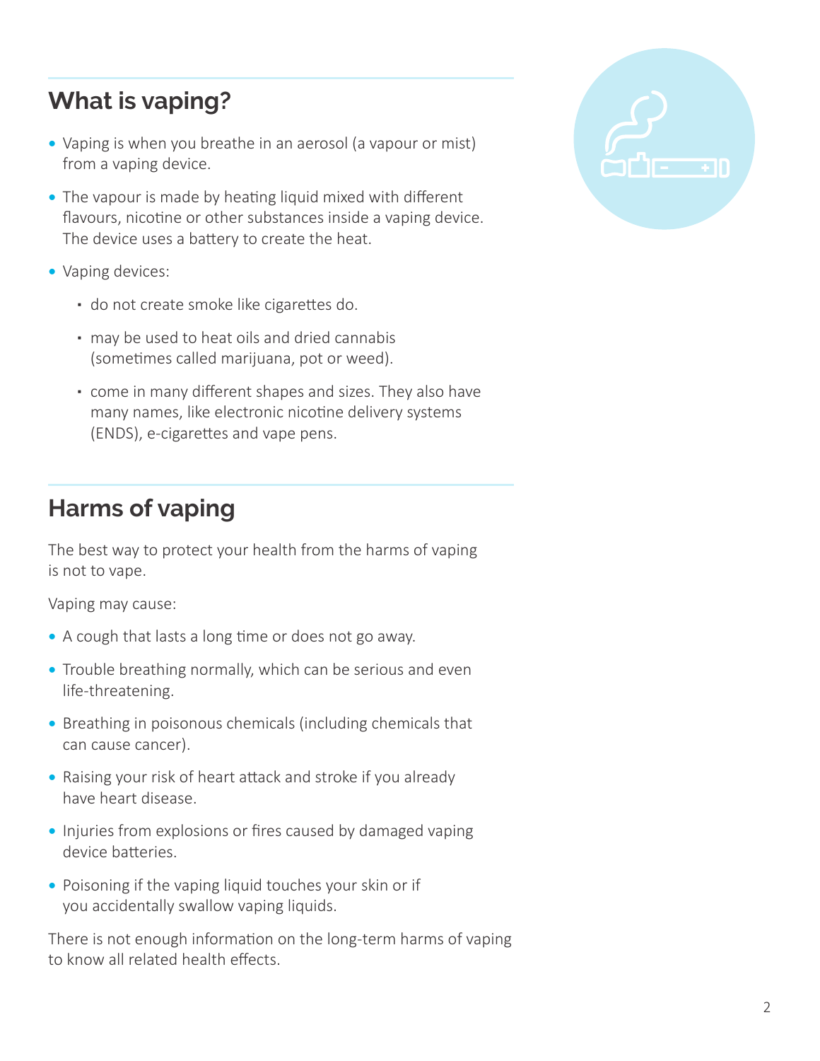## What is vaping?

- Vaping is when you breathe in an aerosol (a vapour or mist) from a vaping device.
- The vapour is made by heating liquid mixed with different flavours, nicotine or other substances inside a vaping device. The device uses a battery to create the heat.
- Vaping devices:
  - do not create smoke like cigarettes do.
  - may be used to heat oils and dried cannabis (sometimes called marijuana, pot or weed).
  - come in many different shapes and sizes. They also have many names, like electronic nicotine delivery systems (ENDS), e-cigarettes and vape pens.

## Harms of vaping

The best way to protect your health from the harms of vaping is not to vape.

Vaping may cause:

- A cough that lasts a long time or does not go away.
- Trouble breathing normally, which can be serious and even life-threatening.
- Breathing in poisonous chemicals (including chemicals that can cause cancer).
- Raising your risk of heart attack and stroke if you already have heart disease.
- Injuries from explosions or fires caused by damaged vaping device batteries.
- Poisoning if the vaping liquid touches your skin or if you accidentally swallow vaping liquids.

There is not enough information on the long-term harms of vaping to know all related health effects.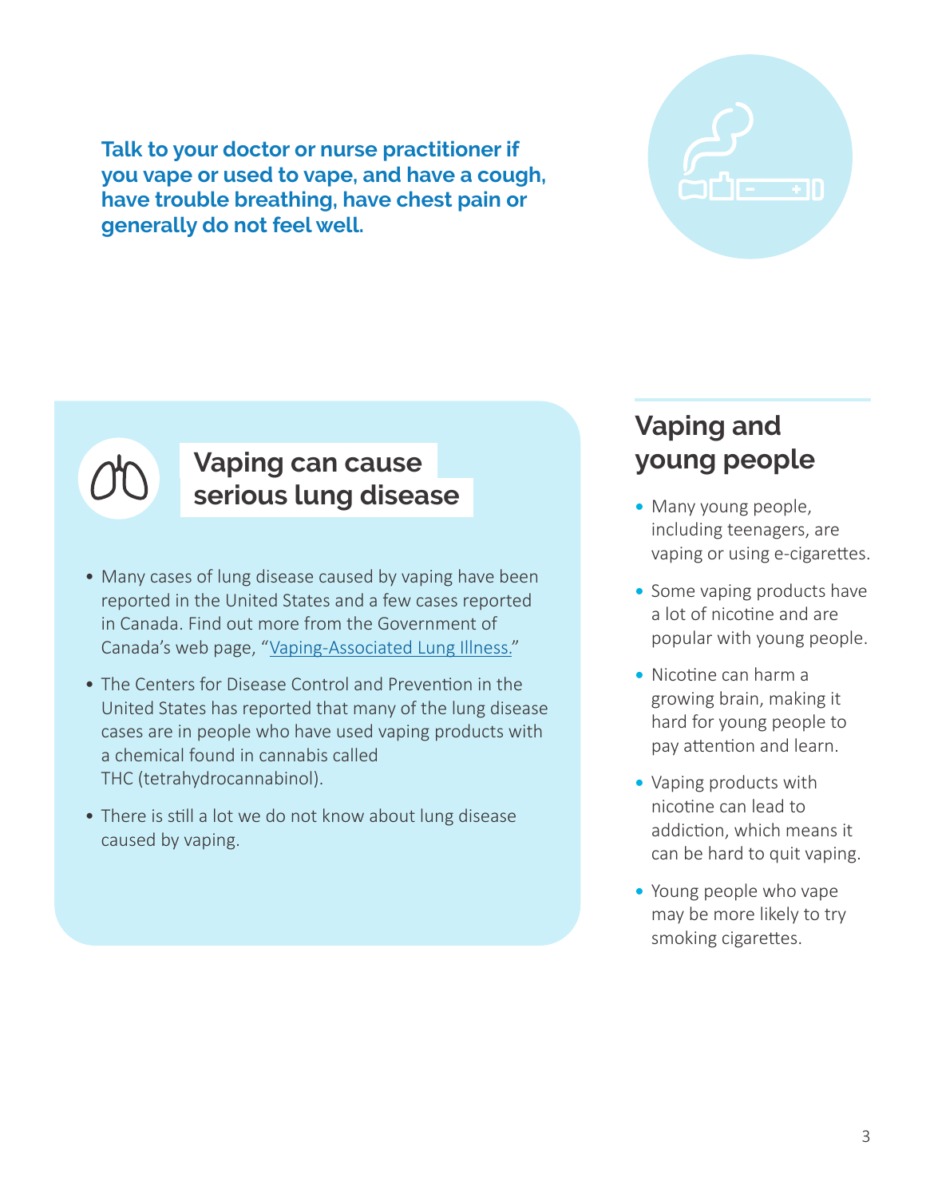**Talk to your doctor or nurse practitioner if you vape or used to vape, and have a cough, have trouble breathing, have chest pain or generally do not feel well.**

## Vaping can cause serious lung disease

- Many cases of lung disease caused by vaping have been reported in the United States and a few cases reported in Canada. Find out more from the Government of Canada's web page, "Vaping-Associated Lung Illness."
- The Centers for Disease Control and Prevention in the United States has reported that many of the lung disease cases are in people who have used vaping products with a chemical found in cannabis called THC (tetrahydrocannabinol).
- There is still a lot we do not know about lung disease caused by vaping.

## Vaping and young people

- Many young people, including teenagers, are vaping or using e-cigarettes.
- Some vaping products have a lot of nicotine and are popular with young people.
- Nicotine can harm a growing brain, making it hard for young people to pay attention and learn.
- Vaping products with nicotine can lead to addiction, which means it can be hard to quit vaping.
- Young people who vape may be more likely to try smoking cigarettes.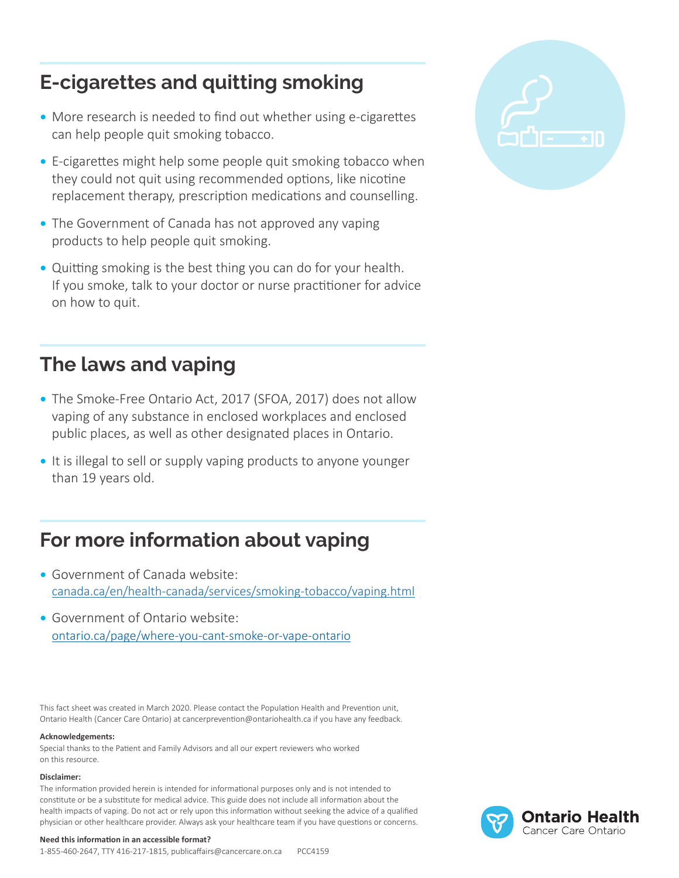## E-cigarettes and quitting smoking

- More research is needed to find out whether using e-cigarettes can help people quit smoking tobacco.
- E-cigarettes might help some people quit smoking tobacco when they could not quit using recommended options, like nicotine replacement therapy, prescription medications and counselling.
- The Government of Canada has not approved any vaping products to help people quit smoking.
- Quitting smoking is the best thing you can do for your health. If you smoke, talk to your doctor or nurse practitioner for advice on how to quit.

## The laws and vaping

- The Smoke-Free Ontario Act, 2017 (SFOA, 2017) does not allow vaping of any substance in enclosed workplaces and enclosed public places, as well as other designated places in Ontario.
- It is illegal to sell or supply vaping products to anyone younger than 19 years old.

## For more information about vaping

- Government of Canada website: [canada.ca/en/health-canada/services/smoking-tobacco/vaping.html](https://canada.ca/en/health-canada/services/smoking-tobacco/vaping.html)
- Government of Ontario website: [ontario.ca/page/where-you-cant-smoke-or-vape-ontario](https://ontario.ca/page/where-you-cant-smoke-or-vape-ontario)

This fact sheet was created in March 2020. Please contact the Population Health and Prevention unit, Ontario Health (Cancer Care Ontario) at cancerprevention@ontariohealth.ca if you have any feedback.

**Acknowledgements:**
Special thanks to the Patient and Family Advisors and all our expert reviewers who worked on this resource.

**Disclaimer:**
The information provided herein is intended for informational purposes only and is not intended to constitute or be a substitute for medical advice. This guide does not include all information about the health impacts of vaping. Do not act or rely upon this information without seeking the advice of a qualified physician or other healthcare provider. Always ask your healthcare team if you have questions or concerns.

**Need this information in an accessible format?**
1-855-460-2647, TTY 416-217-1815, publicaffairs@cancercare.on.ca PCC4159

Ontario Health
Cancer Care Ontario